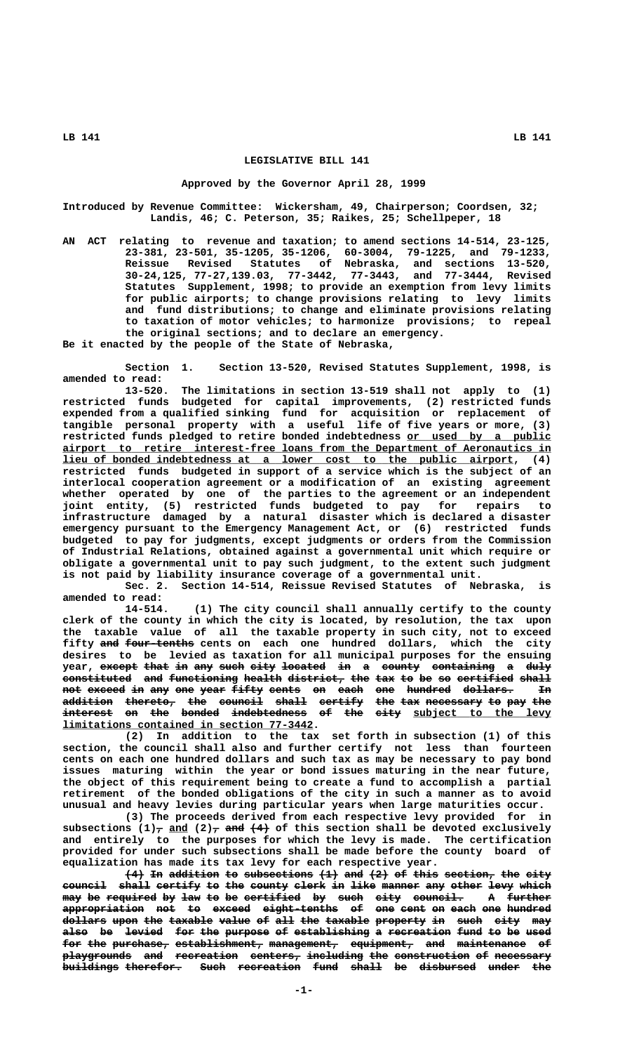# LEGISLATIVE BILL 141

### Approved by the Governor April 28, 1999

Introduced by Revenue Committee: Wickersham, 49, Chairperson; Coordsen, 32; Landis, 46; C. Peterson, 35; Raikes, 25; Schellpeper, 18

AN ACT relating to revenue and taxation; to amend sections 14-514, 23-125, 23-381, 23-501, 35-1205, 35-1206, 60-3004, 79-1225, and 79-1233, Reissue Revised Statutes of Nebraska, and sections 13-520, 30-24,125, 77-27,139.03, 77-3442, 77-3443, and 77-3444, Revised Statutes Supplement, 1998; to provide an exemption from levy limits for public airports; to change provisions relating to levy limits and fund distributions; to change and eliminate provisions relating to taxation of motor vehicles; to harmonize provisions; to repeal the original sections; and to declare an emergency.

Be it enacted by the people of the State of Nebraska,

Section 1. Section 13-520, Revised Statutes Supplement, 1998, is amended to read:

13-520. The limitations in section 13-519 shall not apply to (1) restricted funds budgeted for capital improvements, (2) restricted funds expended from a qualified sinking fund for acquisition or replacement of tangible personal property with a useful life of five years or more, (3) restricted funds pledged to retire bonded indebtedness or used by a public airport to retire interest-free loans from the Department of Aeronautics in lieu of bonded indebtedness at a lower cost to the public airport, (4) restricted funds budgeted in support of a service which is the subject of an interlocal cooperation agreement or a modification of an existing agreement whether operated by one of the parties to the agreement or an independent joint entity, (5) restricted funds budgeted to pay for repairs to infrastructure damaged by a natural disaster which is declared a disaster emergency pursuant to the Emergency Management Act, or (6) restricted funds budgeted to pay for judgments, except judgments or orders from the Commission of Industrial Relations, obtained against a governmental unit which require or obligate a governmental unit to pay such judgment, to the extent such judgment is not paid by liability insurance coverage of a governmental unit.

Sec. 2. Section 14-514, Reissue Revised Statutes of Nebraska, is amended to read:

14-514. (1) The city council shall annually certify to the county clerk of the county in which the city is located, by resolution, the tax upon the taxable value of all the taxable property in such city, not to exceed fifty ~~and four-tenths~~ cents on each one hundred dollars, which the city desires to be levied as taxation for all municipal purposes for the ensuing year, ~~except that in any such city located in a county containing a duly constituted and functioning health district, the tax to be so certified shall not exceed in any one year fifty cents on each one hundred dollars. In addition thereto, the council shall certify the tax necessary to pay the interest on the bonded indebtedness of the city~~ subject to the levy limitations contained in section 77-3442.

(2) In addition to the tax set forth in subsection (1) of this section, the council shall also and further certify not less than fourteen cents on each one hundred dollars and such tax as may be necessary to pay bond issues maturing within the year or bond issues maturing in the near future, the object of this requirement being to create a fund to accomplish a partial retirement of the bonded obligations of the city in such a manner as to avoid unusual and heavy levies during particular years when large maturities occur.

(3) The proceeds derived from each respective levy provided for in subsections (1)~~,~~ and (2)~~, and (4)~~ of this section shall be devoted exclusively and entirely to the purposes for which the levy is made. The certification provided for under such subsections shall be made before the county board of equalization has made its tax levy for each respective year.

~~(4) In addition to subsections (1) and (2) of this section, the city council shall certify to the county clerk in like manner any other levy which may be required by law to be certified by such city council. A further appropriation not to exceed eight-tenths of one cent on each one hundred dollars upon the taxable value of all the taxable property in such city may also be levied for the purpose of establishing a recreation fund to be used for the purchase, establishment, management, equipment, and maintenance of playgrounds and recreation centers, including the construction of necessary buildings therefor. Such recreation fund shall be disbursed under the~~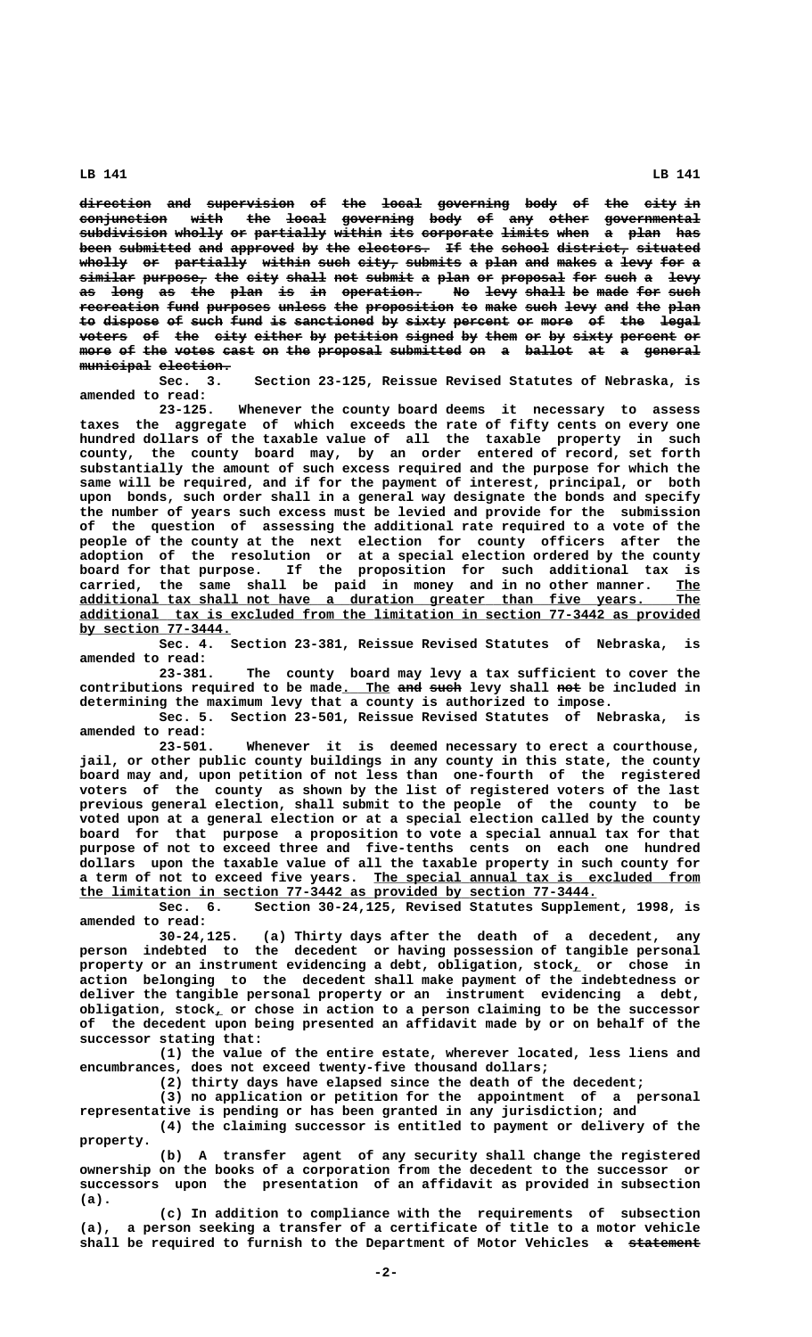~~direction and supervision of the local governing body of the city in conjunction with the local governing body of any other governmental subdivision wholly or partially within its corporate limits when a plan has been submitted and approved by the electors. If the school district, situated wholly or partially within such city, submits a plan and makes a levy for a similar purpose, the city shall not submit a plan or proposal for such a levy as long as the plan is in operation. No levy shall be made for such recreation fund purposes unless the proposition to make such levy and the plan to dispose of such fund is sanctioned by sixty percent or more of the legal voters of the city either by petition signed by them or by sixty percent or more of the votes cast on the proposal submitted on a ballot at a general municipal election.~~

Sec. 3. Section 23-125, Reissue Revised Statutes of Nebraska, is amended to read:

23-125. Whenever the county board deems it necessary to assess taxes the aggregate of which exceeds the rate of fifty cents on every one hundred dollars of the taxable value of all the taxable property in such county, the county board may, by an order entered of record, set forth substantially the amount of such excess required and the purpose for which the same will be required, and if for the payment of interest, principal, or both upon bonds, such order shall in a general way designate the bonds and specify the number of years such excess must be levied and provide for the submission of the question of assessing the additional rate required to a vote of the people of the county at the next election for county officers after the adoption of the resolution or at a special election ordered by the county board for that purpose. If the proposition for such additional tax is carried, the same shall be paid in money and in no other manner. <u>The additional tax shall not have a duration greater than five years. The additional tax is excluded from the limitation in section 77-3442 as provided by section 77-3444.</u>

Sec. 4. Section 23-381, Reissue Revised Statutes of Nebraska, is amended to read:

23-381. The county board may levy a tax sufficient to cover the contributions required to be made<u>. The</u> ~~and such~~ levy shall ~~not~~ be included in determining the maximum levy that a county is authorized to impose.

Sec. 5. Section 23-501, Reissue Revised Statutes of Nebraska, is amended to read:

23-501. Whenever it is deemed necessary to erect a courthouse, jail, or other public county buildings in any county in this state, the county board may and, upon petition of not less than one-fourth of the registered voters of the county as shown by the list of registered voters of the last previous general election, shall submit to the people of the county to be voted upon at a general election or at a special election called by the county board for that purpose a proposition to vote a special annual tax for that purpose of not to exceed three and five-tenths cents on each one hundred dollars upon the taxable value of all the taxable property in such county for a term of not to exceed five years. <u>The special annual tax is excluded from the limitation in section 77-3442 as provided by section 77-3444.</u>

Sec. 6. Section 30-24,125, Revised Statutes Supplement, 1998, is amended to read:

30-24,125. (a) Thirty days after the death of a decedent, any person indebted to the decedent or having possession of tangible personal property or an instrument evidencing a debt, obligation, stock<u>,</u> or chose in action belonging to the decedent shall make payment of the indebtedness or deliver the tangible personal property or an instrument evidencing a debt, obligation, stock<u>,</u> or chose in action to a person claiming to be the successor of the decedent upon being presented an affidavit made by or on behalf of the successor stating that:

(1) the value of the entire estate, wherever located, less liens and encumbrances, does not exceed twenty-five thousand dollars;

(2) thirty days have elapsed since the death of the decedent;

(3) no application or petition for the appointment of a personal representative is pending or has been granted in any jurisdiction; and

(4) the claiming successor is entitled to payment or delivery of the property.

(b) A transfer agent of any security shall change the registered ownership on the books of a corporation from the decedent to the successor or successors upon the presentation of an affidavit as provided in subsection (a).

(c) In addition to compliance with the requirements of subsection (a), a person seeking a transfer of a certificate of title to a motor vehicle shall be required to furnish to the Department of Motor Vehicles ~~a statement~~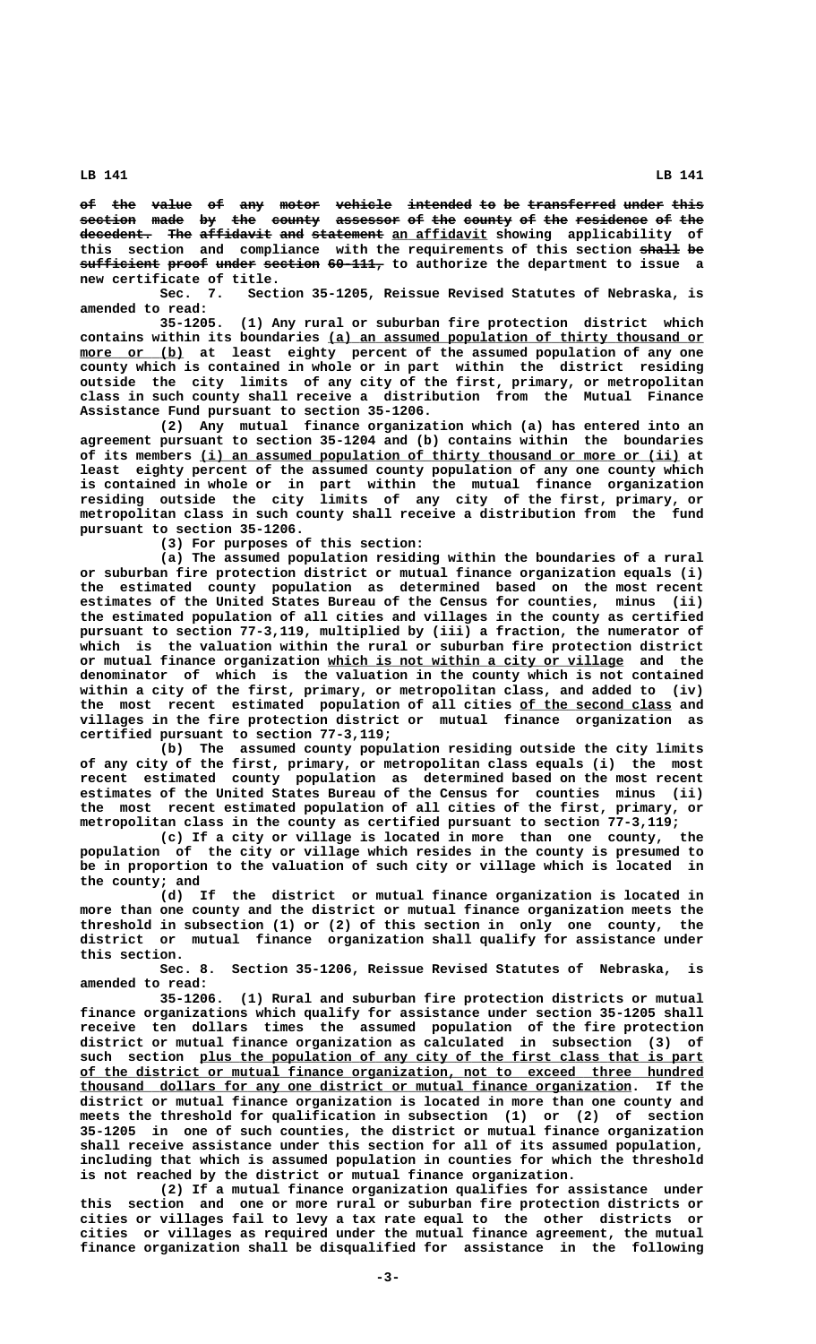~~of the value of any motor vehicle intended to be transferred under this section made by the county assessor of the county of the residence of the decedent. The affidavit and statement~~ an affidavit showing applicability of this section and compliance with the requirements of this section ~~shall be sufficient proof under section 60-111,~~ to authorize the department to issue a new certificate of title.

Sec. 7. Section 35-1205, Reissue Revised Statutes of Nebraska, is amended to read:

35-1205. (1) Any rural or suburban fire protection district which contains within its boundaries (a) an assumed population of thirty thousand or more or (b) at least eighty percent of the assumed population of any one county which is contained in whole or in part within the district residing outside the city limits of any city of the first, primary, or metropolitan class in such county shall receive a distribution from the Mutual Finance Assistance Fund pursuant to section 35-1206.

(2) Any mutual finance organization which (a) has entered into an agreement pursuant to section 35-1204 and (b) contains within the boundaries of its members (i) an assumed population of thirty thousand or more or (ii) at least eighty percent of the assumed county population of any one county which is contained in whole or in part within the mutual finance organization residing outside the city limits of any city of the first, primary, or metropolitan class in such county shall receive a distribution from the fund pursuant to section 35-1206.

(3) For purposes of this section:

(a) The assumed population residing within the boundaries of a rural or suburban fire protection district or mutual finance organization equals (i) the estimated county population as determined based on the most recent estimates of the United States Bureau of the Census for counties, minus (ii) the estimated population of all cities and villages in the county as certified pursuant to section 77-3,119, multiplied by (iii) a fraction, the numerator of which is the valuation within the rural or suburban fire protection district or mutual finance organization which is not within a city or village and the denominator of which is the valuation in the county which is not contained within a city of the first, primary, or metropolitan class, and added to (iv) the most recent estimated population of all cities of the second class and villages in the fire protection district or mutual finance organization as certified pursuant to section 77-3,119;

(b) The assumed county population residing outside the city limits of any city of the first, primary, or metropolitan class equals (i) the most recent estimated county population as determined based on the most recent estimates of the United States Bureau of the Census for counties minus (ii) the most recent estimated population of all cities of the first, primary, or metropolitan class in the county as certified pursuant to section 77-3,119;

(c) If a city or village is located in more than one county, the population of the city or village which resides in the county is presumed to be in proportion to the valuation of such city or village which is located in the county; and

(d) If the district or mutual finance organization is located in more than one county and the district or mutual finance organization meets the threshold in subsection (1) or (2) of this section in only one county, the district or mutual finance organization shall qualify for assistance under this section.

Sec. 8. Section 35-1206, Reissue Revised Statutes of Nebraska, is amended to read:

35-1206. (1) Rural and suburban fire protection districts or mutual finance organizations which qualify for assistance under section 35-1205 shall receive ten dollars times the assumed population of the fire protection district or mutual finance organization as calculated in subsection (3) of such section plus the population of any city of the first class that is part of the district or mutual finance organization, not to exceed three hundred thousand dollars for any one district or mutual finance organization. If the district or mutual finance organization is located in more than one county and meets the threshold for qualification in subsection (1) or (2) of section 35-1205 in one of such counties, the district or mutual finance organization shall receive assistance under this section for all of its assumed population, including that which is assumed population in counties for which the threshold is not reached by the district or mutual finance organization.

(2) If a mutual finance organization qualifies for assistance under this section and one or more rural or suburban fire protection districts or cities or villages fail to levy a tax rate equal to the other districts or cities or villages as required under the mutual finance agreement, the mutual finance organization shall be disqualified for assistance in the following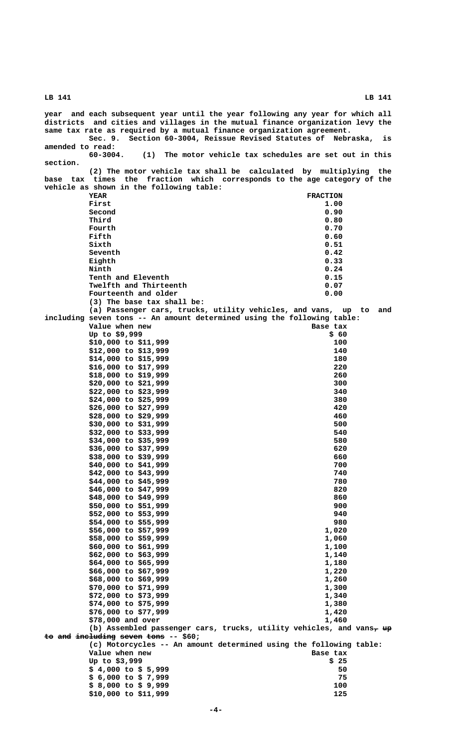year and each subsequent year until the year following any year for which all districts and cities and villages in the mutual finance organization levy the same tax rate as required by a mutual finance organization agreement.

Sec. 9. Section 60-3004, Reissue Revised Statutes of Nebraska, is amended to read:

60-3004. (1) The motor vehicle tax schedules are set out in this section.

(2) The motor vehicle tax shall be calculated by multiplying the base tax times the fraction which corresponds to the age category of the vehicle as shown in the following table:

| YEAR | FRACTION |
|---|---|
| First | 1.00 |
| Second | 0.90 |
| Third | 0.80 |
| Fourth | 0.70 |
| Fifth | 0.60 |
| Sixth | 0.51 |
| Seventh | 0.42 |
| Eighth | 0.33 |
| Ninth | 0.24 |
| Tenth and Eleventh | 0.15 |
| Twelfth and Thirteenth | 0.07 |
| Fourteenth and older | 0.00 |

(3) The base tax shall be:

(a) Passenger cars, trucks, utility vehicles, and vans, up to and including seven tons -- An amount determined using the following table:

| Value when new | Base tax |
|---|---|
| Up to $9,999 | $ 60 |
| $10,000 to $11,999 | 100 |
| $12,000 to $13,999 | 140 |
| $14,000 to $15,999 | 180 |
| $16,000 to $17,999 | 220 |
| $18,000 to $19,999 | 260 |
| $20,000 to $21,999 | 300 |
| $22,000 to $23,999 | 340 |
| $24,000 to $25,999 | 380 |
| $26,000 to $27,999 | 420 |
| $28,000 to $29,999 | 460 |
| $30,000 to $31,999 | 500 |
| $32,000 to $33,999 | 540 |
| $34,000 to $35,999 | 580 |
| $36,000 to $37,999 | 620 |
| $38,000 to $39,999 | 660 |
| $40,000 to $41,999 | 700 |
| $42,000 to $43,999 | 740 |
| $44,000 to $45,999 | 780 |
| $46,000 to $47,999 | 820 |
| $48,000 to $49,999 | 860 |
| $50,000 to $51,999 | 900 |
| $52,000 to $53,999 | 940 |
| $54,000 to $55,999 | 980 |
| $56,000 to $57,999 | 1,020 |
| $58,000 to $59,999 | 1,060 |
| $60,000 to $61,999 | 1,100 |
| $62,000 to $63,999 | 1,140 |
| $64,000 to $65,999 | 1,180 |
| $66,000 to $67,999 | 1,220 |
| $68,000 to $69,999 | 1,260 |
| $70,000 to $71,999 | 1,300 |
| $72,000 to $73,999 | 1,340 |
| $74,000 to $75,999 | 1,380 |
| $76,000 to $77,999 | 1,420 |
| $78,000 and over | 1,460 |

(b) Assembled passenger cars, trucks, utility vehicles, and vans~~, up to and including seven tons~~ -- $60;

(c) Motorcycles -- An amount determined using the following table:

| Value when new | Base tax |
|---|---|
| Up to $3,999 | $ 25 |
| $ 4,000 to $ 5,999 | 50 |
| $ 6,000 to $ 7,999 | 75 |
| $ 8,000 to $ 9,999 | 100 |
| $10,000 to $11,999 | 125 |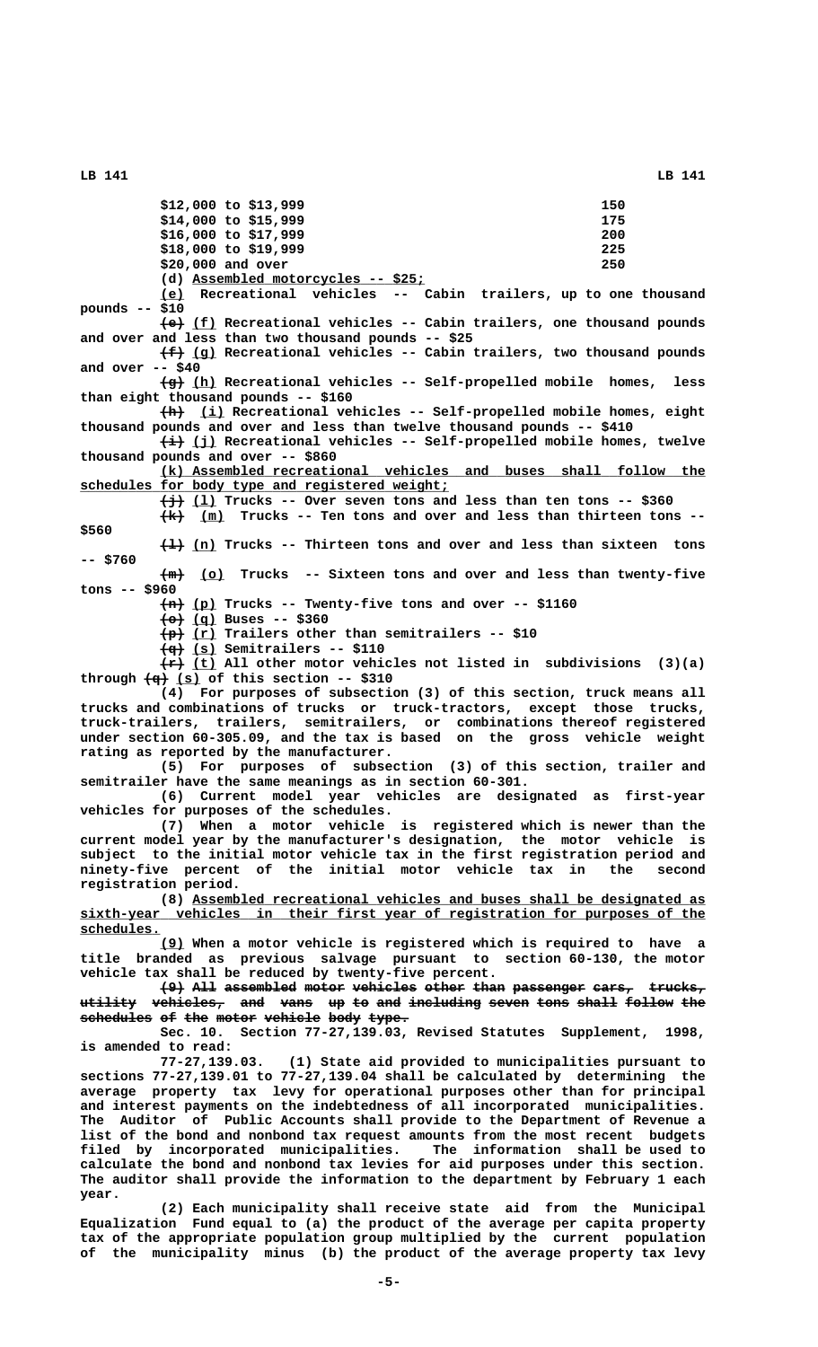| | |
|---|---|
| $12,000 to $13,999 | 150 |
| $14,000 to $15,999 | 175 |
| $16,000 to $17,999 | 200 |
| $18,000 to $19,999 | 225 |
| $20,000 and over | 250 |

(d) Assembled motorcycles -- $25;

(e) Recreational vehicles -- Cabin trailers, up to one thousand pounds -- $10

~~(e)~~ (f) Recreational vehicles -- Cabin trailers, one thousand pounds and over and less than two thousand pounds -- $25

~~(f)~~ (g) Recreational vehicles -- Cabin trailers, two thousand pounds and over -- $40

~~(g)~~ (h) Recreational vehicles -- Self-propelled mobile homes, less than eight thousand pounds -- $160

~~(h)~~ (i) Recreational vehicles -- Self-propelled mobile homes, eight thousand pounds and over and less than twelve thousand pounds -- $410

~~(i)~~ (j) Recreational vehicles -- Self-propelled mobile homes, twelve thousand pounds and over -- $860

(k) Assembled recreational vehicles and buses shall follow the schedules for body type and registered weight;

~~(j)~~ (l) Trucks -- Over seven tons and less than ten tons -- $360

~~(k)~~ (m) Trucks -- Ten tons and over and less than thirteen tons -- $560

~~(l)~~ (n) Trucks -- Thirteen tons and over and less than sixteen tons -- $760

~~(m)~~ (o) Trucks -- Sixteen tons and over and less than twenty-five tons -- $960

~~(n)~~ (p) Trucks -- Twenty-five tons and over -- $1160

~~(o)~~ (q) Buses -- $360

~~(p)~~ (r) Trailers other than semitrailers -- $10

~~(q)~~ (s) Semitrailers -- $110

~~(r)~~ (t) All other motor vehicles not listed in subdivisions (3)(a) through ~~(q)~~ (s) of this section -- $310

(4) For purposes of subsection (3) of this section, truck means all trucks and combinations of trucks or truck-tractors, except those trucks, truck-trailers, trailers, semitrailers, or combinations thereof registered under section 60-305.09, and the tax is based on the gross vehicle weight rating as reported by the manufacturer.

(5) For purposes of subsection (3) of this section, trailer and semitrailer have the same meanings as in section 60-301.

(6) Current model year vehicles are designated as first-year vehicles for purposes of the schedules.

(7) When a motor vehicle is registered which is newer than the current model year by the manufacturer's designation, the motor vehicle is subject to the initial motor vehicle tax in the first registration period and ninety-five percent of the initial motor vehicle tax in the second registration period.

(8) Assembled recreational vehicles and buses shall be designated as sixth-year vehicles in their first year of registration for purposes of the schedules.

(9) When a motor vehicle is registered which is required to have a title branded as previous salvage pursuant to section 60-130, the motor vehicle tax shall be reduced by twenty-five percent.

~~(9) All assembled motor vehicles other than passenger cars, trucks, utility vehicles, and vans up to and including seven tons shall follow the schedules of the motor vehicle body type.~~

Sec. 10. Section 77-27,139.03, Revised Statutes Supplement, 1998, is amended to read:

77-27,139.03. (1) State aid provided to municipalities pursuant to sections 77-27,139.01 to 77-27,139.04 shall be calculated by determining the average property tax levy for operational purposes other than for principal and interest payments on the indebtedness of all incorporated municipalities. The Auditor of Public Accounts shall provide to the Department of Revenue a list of the bond and nonbond tax request amounts from the most recent budgets filed by incorporated municipalities. The information shall be used to calculate the bond and nonbond tax levies for aid purposes under this section. The auditor shall provide the information to the department by February 1 each year.

(2) Each municipality shall receive state aid from the Municipal Equalization Fund equal to (a) the product of the average per capita property tax of the appropriate population group multiplied by the current population of the municipality minus (b) the product of the average property tax levy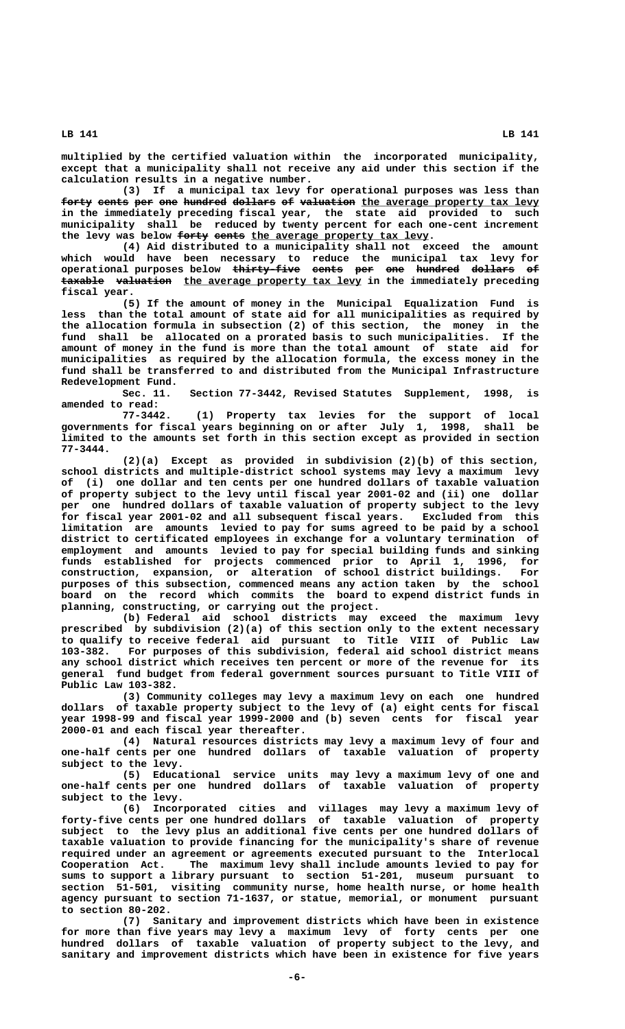multiplied by the certified valuation within the incorporated municipality, except that a municipality shall not receive any aid under this section if the calculation results in a negative number.

(3) If a municipal tax levy for operational purposes was less than ~~forty cents per one hundred dollars of valuation~~ the average property tax levy in the immediately preceding fiscal year, the state aid provided to such municipality shall be reduced by twenty percent for each one-cent increment the levy was below ~~forty cents~~ the average property tax levy.

(4) Aid distributed to a municipality shall not exceed the amount which would have been necessary to reduce the municipal tax levy for operational purposes below ~~thirty-five cents per one hundred dollars of taxable valuation~~ the average property tax levy in the immediately preceding fiscal year.

(5) If the amount of money in the Municipal Equalization Fund is less than the total amount of state aid for all municipalities as required by the allocation formula in subsection (2) of this section, the money in the fund shall be allocated on a prorated basis to such municipalities. If the amount of money in the fund is more than the total amount of state aid for municipalities as required by the allocation formula, the excess money in the fund shall be transferred to and distributed from the Municipal Infrastructure Redevelopment Fund.

Sec. 11. Section 77-3442, Revised Statutes Supplement, 1998, is amended to read:

77-3442. (1) Property tax levies for the support of local governments for fiscal years beginning on or after July 1, 1998, shall be limited to the amounts set forth in this section except as provided in section 77-3444.

(2)(a) Except as provided in subdivision (2)(b) of this section, school districts and multiple-district school systems may levy a maximum levy of (i) one dollar and ten cents per one hundred dollars of taxable valuation of property subject to the levy until fiscal year 2001-02 and (ii) one dollar per one hundred dollars of taxable valuation of property subject to the levy for fiscal year 2001-02 and all subsequent fiscal years. Excluded from this limitation are amounts levied to pay for sums agreed to be paid by a school district to certificated employees in exchange for a voluntary termination of employment and amounts levied to pay for special building funds and sinking funds established for projects commenced prior to April 1, 1996, for construction, expansion, or alteration of school district buildings. For purposes of this subsection, commenced means any action taken by the school board on the record which commits the board to expend district funds in planning, constructing, or carrying out the project.

(b) Federal aid school districts may exceed the maximum levy prescribed by subdivision (2)(a) of this section only to the extent necessary to qualify to receive federal aid pursuant to Title VIII of Public Law 103-382. For purposes of this subdivision, federal aid school district means any school district which receives ten percent or more of the revenue for its general fund budget from federal government sources pursuant to Title VIII of Public Law 103-382.

(3) Community colleges may levy a maximum levy on each one hundred dollars of taxable property subject to the levy of (a) eight cents for fiscal year 1998-99 and fiscal year 1999-2000 and (b) seven cents for fiscal year 2000-01 and each fiscal year thereafter.

(4) Natural resources districts may levy a maximum levy of four and one-half cents per one hundred dollars of taxable valuation of property subject to the levy.

(5) Educational service units may levy a maximum levy of one and one-half cents per one hundred dollars of taxable valuation of property subject to the levy.

(6) Incorporated cities and villages may levy a maximum levy of forty-five cents per one hundred dollars of taxable valuation of property subject to the levy plus an additional five cents per one hundred dollars of taxable valuation to provide financing for the municipality's share of revenue required under an agreement or agreements executed pursuant to the Interlocal Cooperation Act. The maximum levy shall include amounts levied to pay for sums to support a library pursuant to section 51-201, museum pursuant to section 51-501, visiting community nurse, home health nurse, or home health agency pursuant to section 71-1637, or statue, memorial, or monument pursuant to section 80-202.

(7) Sanitary and improvement districts which have been in existence for more than five years may levy a maximum levy of forty cents per one hundred dollars of taxable valuation of property subject to the levy, and sanitary and improvement districts which have been in existence for five years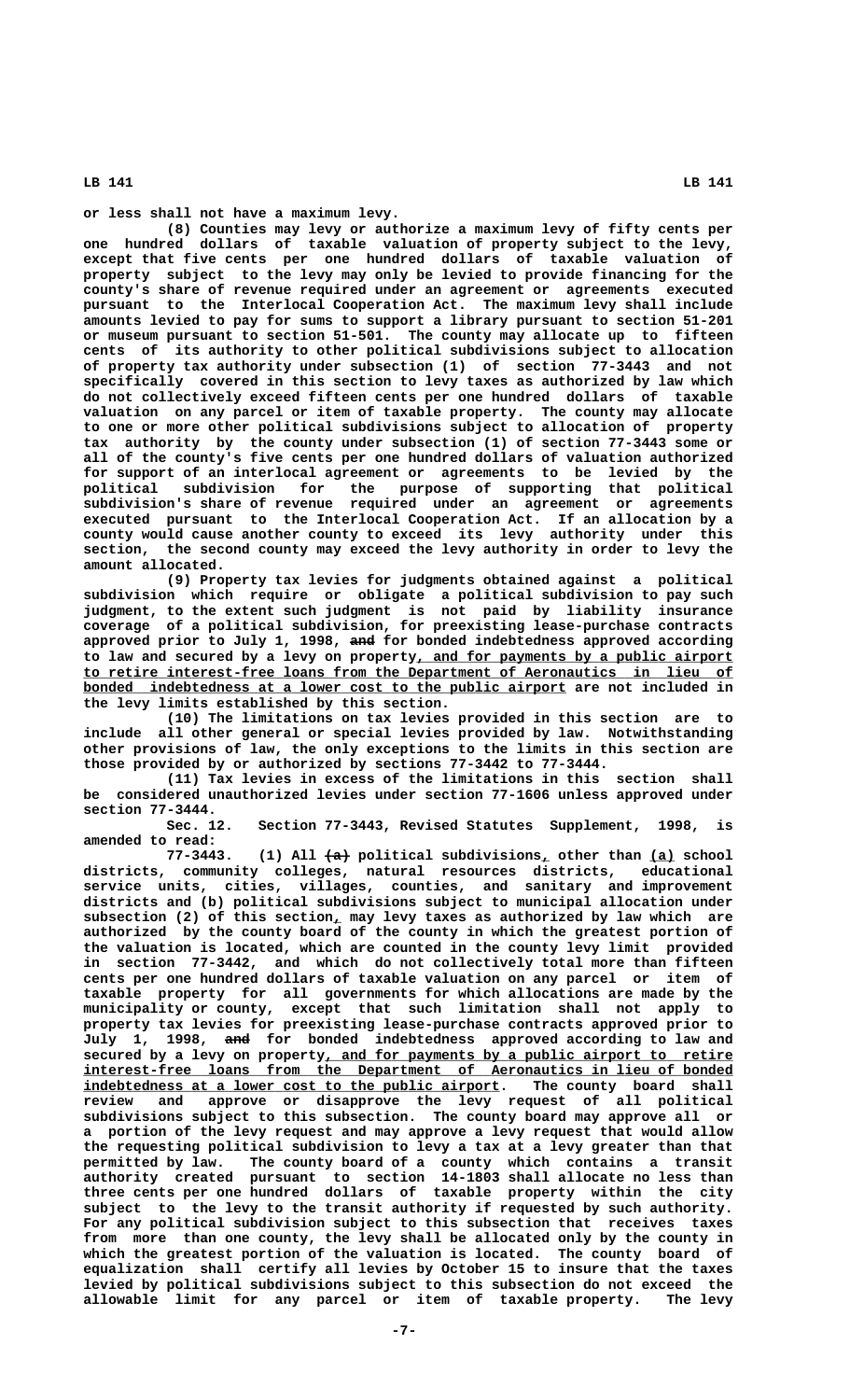or less shall not have a maximum levy.

(8) Counties may levy or authorize a maximum levy of fifty cents per one hundred dollars of taxable valuation of property subject to the levy, except that five cents per one hundred dollars of taxable valuation of property subject to the levy may only be levied to provide financing for the county's share of revenue required under an agreement or agreements executed pursuant to the Interlocal Cooperation Act. The maximum levy shall include amounts levied to pay for sums to support a library pursuant to section 51-201 or museum pursuant to section 51-501. The county may allocate up to fifteen cents of its authority to other political subdivisions subject to allocation of property tax authority under subsection (1) of section 77-3443 and not specifically covered in this section to levy taxes as authorized by law which do not collectively exceed fifteen cents per one hundred dollars of taxable valuation on any parcel or item of taxable property. The county may allocate to one or more other political subdivisions subject to allocation of property tax authority by the county under subsection (1) of section 77-3443 some or all of the county's five cents per one hundred dollars of valuation authorized for support of an interlocal agreement or agreements to be levied by the political subdivision for the purpose of supporting that political subdivision's share of revenue required under an agreement or agreements executed pursuant to the Interlocal Cooperation Act. If an allocation by a county would cause another county to exceed its levy authority under this section, the second county may exceed the levy authority in order to levy the amount allocated.

(9) Property tax levies for judgments obtained against a political subdivision which require or obligate a political subdivision to pay such judgment, to the extent such judgment is not paid by liability insurance coverage of a political subdivision, for preexisting lease-purchase contracts approved prior to July 1, 1998, ~~and~~ for bonded indebtedness approved according to law and secured by a levy on property, and for payments by a public airport to retire interest-free loans from the Department of Aeronautics in lieu of bonded indebtedness at a lower cost to the public airport are not included in the levy limits established by this section.

(10) The limitations on tax levies provided in this section are to include all other general or special levies provided by law. Notwithstanding other provisions of law, the only exceptions to the limits in this section are those provided by or authorized by sections 77-3442 to 77-3444.

(11) Tax levies in excess of the limitations in this section shall be considered unauthorized levies under section 77-1606 unless approved under section 77-3444.

Sec. 12. Section 77-3443, Revised Statutes Supplement, 1998, is amended to read:

77-3443. (1) All ~~(a)~~ political subdivisions, other than (a) school districts, community colleges, natural resources districts, educational service units, cities, villages, counties, and sanitary and improvement districts and (b) political subdivisions subject to municipal allocation under subsection (2) of this section, may levy taxes as authorized by law which are authorized by the county board of the county in which the greatest portion of the valuation is located, which are counted in the county levy limit provided in section 77-3442, and which do not collectively total more than fifteen cents per one hundred dollars of taxable valuation on any parcel or item of taxable property for all governments for which allocations are made by the municipality or county, except that such limitation shall not apply to property tax levies for preexisting lease-purchase contracts approved prior to July 1, 1998, ~~and~~ for bonded indebtedness approved according to law and secured by a levy on property, and for payments by a public airport to retire interest-free loans from the Department of Aeronautics in lieu of bonded indebtedness at a lower cost to the public airport. The county board shall review and approve or disapprove the levy request of all political subdivisions subject to this subsection. The county board may approve all or a portion of the levy request and may approve a levy request that would allow the requesting political subdivision to levy a tax at a levy greater than that permitted by law. The county board of a county which contains a transit authority created pursuant to section 14-1803 shall allocate no less than three cents per one hundred dollars of taxable property within the city subject to the levy to the transit authority if requested by such authority. For any political subdivision subject to this subsection that receives taxes from more than one county, the levy shall be allocated only by the county in which the greatest portion of the valuation is located. The county board of equalization shall certify all levies by October 15 to insure that the taxes levied by political subdivisions subject to this subsection do not exceed the allowable limit for any parcel or item of taxable property. The levy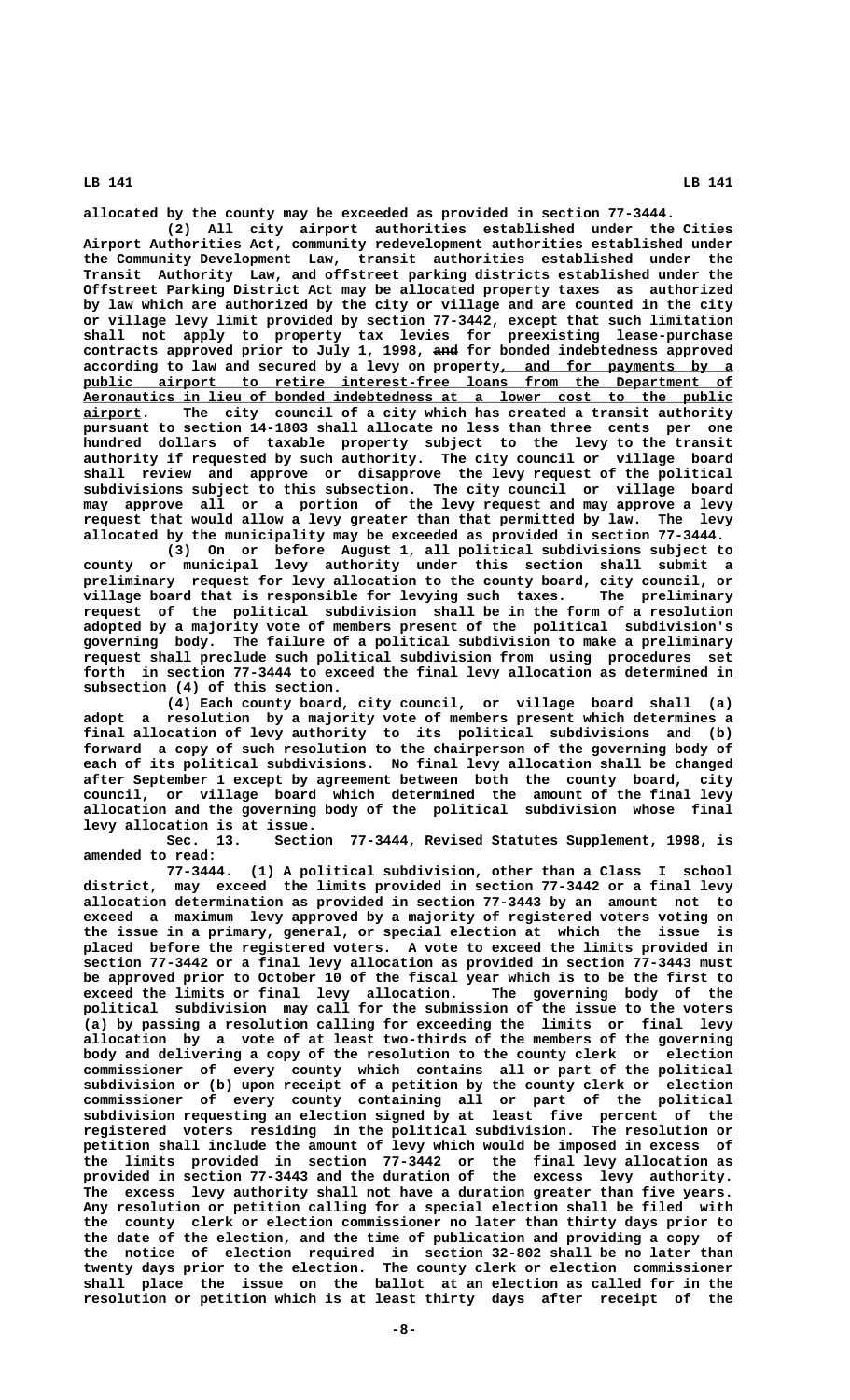allocated by the county may be exceeded as provided in section 77-3444.

(2) All city airport authorities established under the Cities Airport Authorities Act, community redevelopment authorities established under the Community Development Law, transit authorities established under the Transit Authority Law, and offstreet parking districts established under the Offstreet Parking District Act may be allocated property taxes as authorized by law which are authorized by the city or village and are counted in the city or village levy limit provided by section 77-3442, except that such limitation shall not apply to property tax levies for preexisting lease-purchase contracts approved prior to July 1, 1998, ~~and~~ for bonded indebtedness approved according to law and secured by a levy on property, and for payments by a public airport to retire interest-free loans from the Department of Aeronautics in lieu of bonded indebtedness at a lower cost to the public airport. The city council of a city which has created a transit authority pursuant to section 14-1803 shall allocate no less than three cents per one hundred dollars of taxable property subject to the levy to the transit authority if requested by such authority. The city council or village board shall review and approve or disapprove the levy request of the political subdivisions subject to this subsection. The city council or village board may approve all or a portion of the levy request and may approve a levy request that would allow a levy greater than that permitted by law. The levy allocated by the municipality may be exceeded as provided in section 77-3444.

(3) On or before August 1, all political subdivisions subject to county or municipal levy authority under this section shall submit a preliminary request for levy allocation to the county board, city council, or village board that is responsible for levying such taxes. The preliminary request of the political subdivision shall be in the form of a resolution adopted by a majority vote of members present of the political subdivision's governing body. The failure of a political subdivision to make a preliminary request shall preclude such political subdivision from using procedures set forth in section 77-3444 to exceed the final levy allocation as determined in subsection (4) of this section.

(4) Each county board, city council, or village board shall (a) adopt a resolution by a majority vote of members present which determines a final allocation of levy authority to its political subdivisions and (b) forward a copy of such resolution to the chairperson of the governing body of each of its political subdivisions. No final levy allocation shall be changed after September 1 except by agreement between both the county board, city council, or village board which determined the amount of the final levy allocation and the governing body of the political subdivision whose final levy allocation is at issue.

Sec. 13. Section 77-3444, Revised Statutes Supplement, 1998, is amended to read:

77-3444. (1) A political subdivision, other than a Class I school district, may exceed the limits provided in section 77-3442 or a final levy allocation determination as provided in section 77-3443 by an amount not to exceed a maximum levy approved by a majority of registered voters voting on the issue in a primary, general, or special election at which the issue is placed before the registered voters. A vote to exceed the limits provided in section 77-3442 or a final levy allocation as provided in section 77-3443 must be approved prior to October 10 of the fiscal year which is to be the first to exceed the limits or final levy allocation. The governing body of the political subdivision may call for the submission of the issue to the voters (a) by passing a resolution calling for exceeding the limits or final levy allocation by a vote of at least two-thirds of the members of the governing body and delivering a copy of the resolution to the county clerk or election commissioner of every county which contains all or part of the political subdivision or (b) upon receipt of a petition by the county clerk or election commissioner of every county containing all or part of the political subdivision requesting an election signed by at least five percent of the registered voters residing in the political subdivision. The resolution or petition shall include the amount of levy which would be imposed in excess of the limits provided in section 77-3442 or the final levy allocation as provided in section 77-3443 and the duration of the excess levy authority. The excess levy authority shall not have a duration greater than five years. Any resolution or petition calling for a special election shall be filed with the county clerk or election commissioner no later than thirty days prior to the date of the election, and the time of publication and providing a copy of the notice of election required in section 32-802 shall be no later than twenty days prior to the election. The county clerk or election commissioner shall place the issue on the ballot at an election as called for in the resolution or petition which is at least thirty days after receipt of the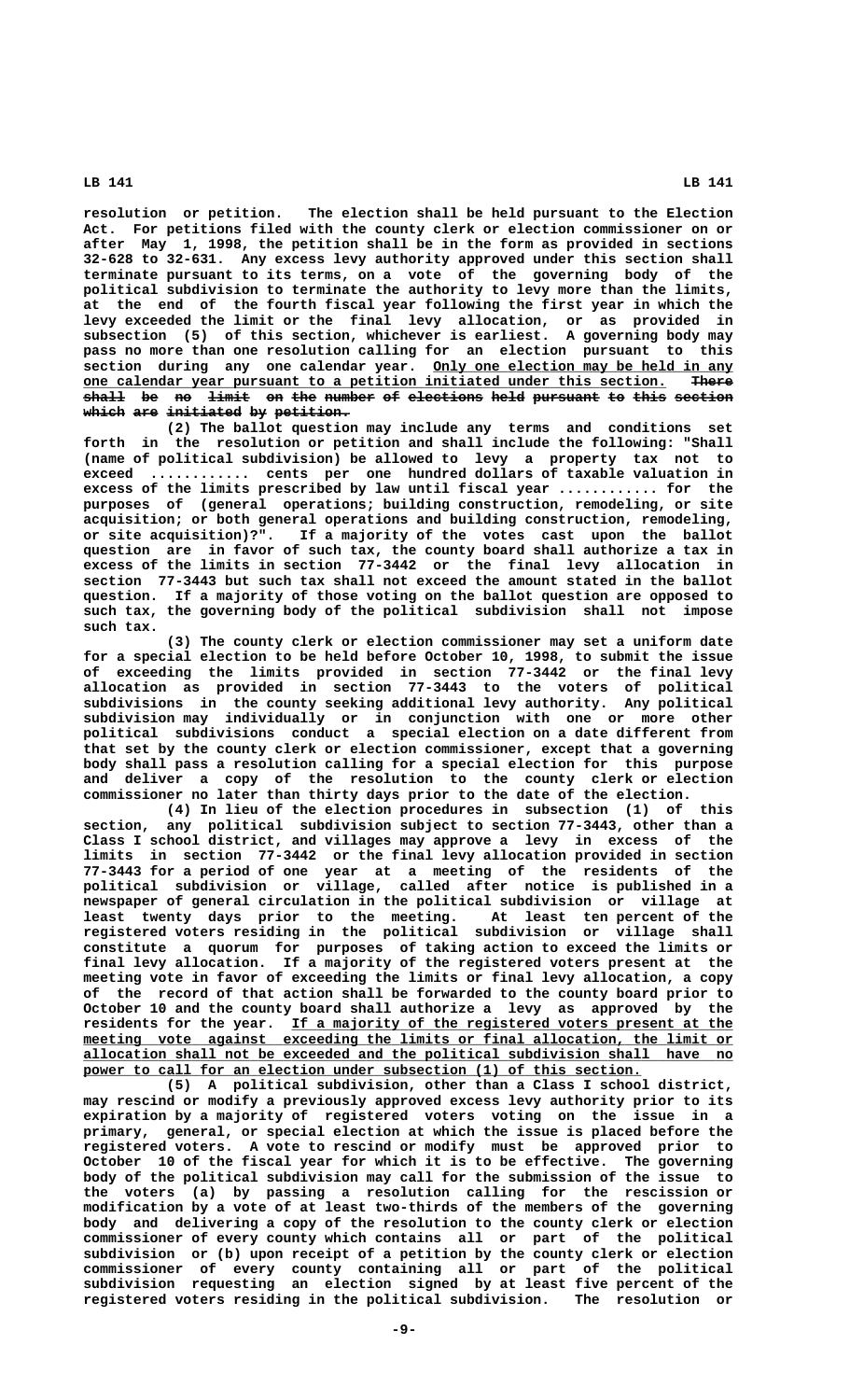resolution or petition. The election shall be held pursuant to the Election Act. For petitions filed with the county clerk or election commissioner on or after May 1, 1998, the petition shall be in the form as provided in sections 32-628 to 32-631. Any excess levy authority approved under this section shall terminate pursuant to its terms, on a vote of the governing body of the political subdivision to terminate the authority to levy more than the limits, at the end of the fourth fiscal year following the first year in which the levy exceeded the limit or the final levy allocation, or as provided in subsection (5) of this section, whichever is earliest. A governing body may pass no more than one resolution calling for an election pursuant to this section during any one calendar year. Only one election may be held in any one calendar year pursuant to a petition initiated under this section. ~~There shall be no limit on the number of elections held pursuant to this section which are initiated by petition.~~

(2) The ballot question may include any terms and conditions set forth in the resolution or petition and shall include the following: "Shall (name of political subdivision) be allowed to levy a property tax not to exceed ............ cents per one hundred dollars of taxable valuation in excess of the limits prescribed by law until fiscal year ............ for the purposes of (general operations; building construction, remodeling, or site acquisition; or both general operations and building construction, remodeling, or site acquisition)?". If a majority of the votes cast upon the ballot question are in favor of such tax, the county board shall authorize a tax in excess of the limits in section 77-3442 or the final levy allocation in section 77-3443 but such tax shall not exceed the amount stated in the ballot question. If a majority of those voting on the ballot question are opposed to such tax, the governing body of the political subdivision shall not impose such tax.

(3) The county clerk or election commissioner may set a uniform date for a special election to be held before October 10, 1998, to submit the issue of exceeding the limits provided in section 77-3442 or the final levy allocation as provided in section 77-3443 to the voters of political subdivisions in the county seeking additional levy authority. Any political subdivision may individually or in conjunction with one or more other political subdivisions conduct a special election on a date different from that set by the county clerk or election commissioner, except that a governing body shall pass a resolution calling for a special election for this purpose and deliver a copy of the resolution to the county clerk or election commissioner no later than thirty days prior to the date of the election.

(4) In lieu of the election procedures in subsection (1) of this section, any political subdivision subject to section 77-3443, other than a Class I school district, and villages may approve a levy in excess of the limits in section 77-3442 or the final levy allocation provided in section 77-3443 for a period of one year at a meeting of the residents of the political subdivision or village, called after notice is published in a newspaper of general circulation in the political subdivision or village at least twenty days prior to the meeting. At least ten percent of the registered voters residing in the political subdivision or village shall constitute a quorum for purposes of taking action to exceed the limits or final levy allocation. If a majority of the registered voters present at the meeting vote in favor of exceeding the limits or final levy allocation, a copy of the record of that action shall be forwarded to the county board prior to October 10 and the county board shall authorize a levy as approved by the residents for the year. If a majority of the registered voters present at the meeting vote against exceeding the limits or final allocation, the limit or allocation shall not be exceeded and the political subdivision shall have no power to call for an election under subsection (1) of this section.

(5) A political subdivision, other than a Class I school district, may rescind or modify a previously approved excess levy authority prior to its expiration by a majority of registered voters voting on the issue in a primary, general, or special election at which the issue is placed before the registered voters. A vote to rescind or modify must be approved prior to October 10 of the fiscal year for which it is to be effective. The governing body of the political subdivision may call for the submission of the issue to the voters (a) by passing a resolution calling for the rescission or modification by a vote of at least two-thirds of the members of the governing body and delivering a copy of the resolution to the county clerk or election commissioner of every county which contains all or part of the political subdivision or (b) upon receipt of a petition by the county clerk or election commissioner of every county containing all or part of the political subdivision requesting an election signed by at least five percent of the registered voters residing in the political subdivision. The resolution or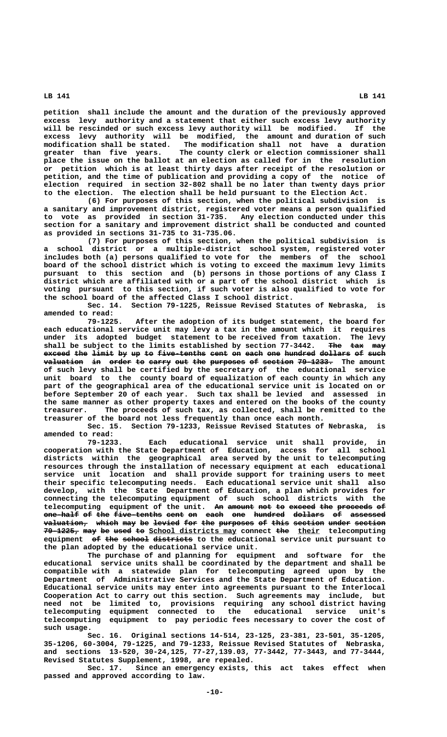petition shall include the amount and the duration of the previously approved excess levy authority and a statement that either such excess levy authority will be rescinded or such excess levy authority will be modified. If the excess levy authority will be modified, the amount and duration of such modification shall be stated. The modification shall not have a duration greater than five years. The county clerk or election commissioner shall place the issue on the ballot at an election as called for in the resolution or petition which is at least thirty days after receipt of the resolution or petition, and the time of publication and providing a copy of the notice of election required in section 32-802 shall be no later than twenty days prior to the election. The election shall be held pursuant to the Election Act.

(6) For purposes of this section, when the political subdivision is a sanitary and improvement district, registered voter means a person qualified to vote as provided in section 31-735. Any election conducted under this section for a sanitary and improvement district shall be conducted and counted as provided in sections 31-735 to 31-735.06.

(7) For purposes of this section, when the political subdivision is a school district or a multiple-district school system, registered voter includes both (a) persons qualified to vote for the members of the school board of the school district which is voting to exceed the maximum levy limits pursuant to this section and (b) persons in those portions of any Class I district which are affiliated with or a part of the school district which is voting pursuant to this section, if such voter is also qualified to vote for the school board of the affected Class I school district.

Sec. 14. Section 79-1225, Reissue Revised Statutes of Nebraska, is amended to read:

79-1225. After the adoption of its budget statement, the board for each educational service unit may levy a tax in the amount which it requires under its adopted budget statement to be received from taxation. The levy shall be subject to the limits established by section 77-3442. ~~The tax may exceed the limit by up to five-tenths cent on each one hundred dollars of such valuation in order to carry out the purposes of section 79-1233.~~ The amount of such levy shall be certified by the secretary of the educational service unit board to the county board of equalization of each county in which any part of the geographical area of the educational service unit is located on or before September 20 of each year. Such tax shall be levied and assessed in the same manner as other property taxes and entered on the books of the county treasurer. The proceeds of such tax, as collected, shall be remitted to the treasurer of the board not less frequently than once each month.

Sec. 15. Section 79-1233, Reissue Revised Statutes of Nebraska, is amended to read:

79-1233. Each educational service unit shall provide, in cooperation with the State Department of Education, access for all school districts within the geographical area served by the unit to telecomputing resources through the installation of necessary equipment at each educational service unit location and shall provide support for training users to meet their specific telecomputing needs. Each educational service unit shall also develop, with the State Department of Education, a plan which provides for connecting the telecomputing equipment of such school districts with the telecomputing equipment of the unit. ~~An amount not to exceed the proceeds of one-half of the five-tenths cent on each one hundred dollars of assessed valuation, which may be levied for the purposes of this section under section 79-1225, may be used to~~ School districts may connect ~~the~~ their telecomputing equipment ~~of the school districts~~ to the educational service unit pursuant to the plan adopted by the educational service unit.

The purchase of and planning for equipment and software for the educational service units shall be coordinated by the department and shall be compatible with a statewide plan for telecomputing agreed upon by the Department of Administrative Services and the State Department of Education. Educational service units may enter into agreements pursuant to the Interlocal Cooperation Act to carry out this section. Such agreements may include, but need not be limited to, provisions requiring any school district having telecomputing equipment connected to the educational service unit's telecomputing equipment to pay periodic fees necessary to cover the cost of such usage.

Sec. 16. Original sections 14-514, 23-125, 23-381, 23-501, 35-1205, 35-1206, 60-3004, 79-1225, and 79-1233, Reissue Revised Statutes of Nebraska, and sections 13-520, 30-24,125, 77-27,139.03, 77-3442, 77-3443, and 77-3444, Revised Statutes Supplement, 1998, are repealed.

Sec. 17. Since an emergency exists, this act takes effect when passed and approved according to law.